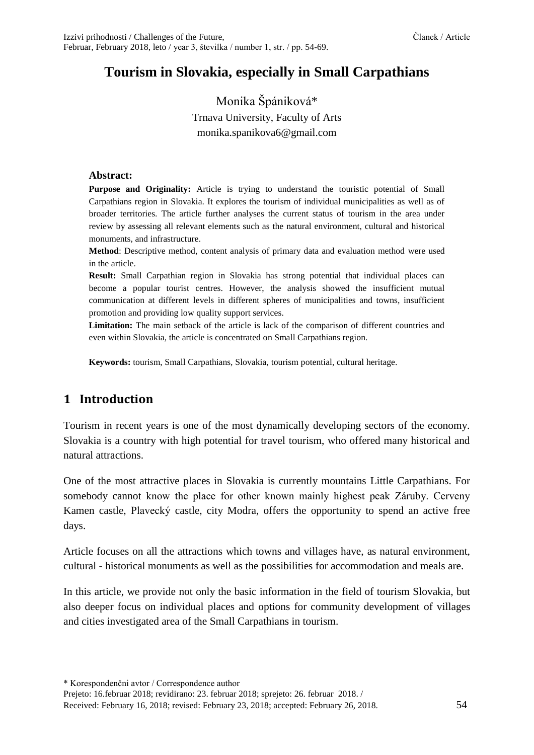# Tourism in Slovakia, especially in Small Carpathians

Monika Špániková*

Trnava University, Faculty of Arts

monika.spanikova6@gmail.com

**Abstract:**

**Purpose and Originality:** Article is trying to understand the touristic potential of Small Carpathians region in Slovakia. It explores the tourism of individual municipalities as well as of broader territories. The article further analyses the current status of tourism in the area under review by assessing all relevant elements such as the natural environment, cultural and historical monuments, and infrastructure.

**Method**: Descriptive method, content analysis of primary data and evaluation method were used in the article.

**Result:** Small Carpathian region in Slovakia has strong potential that individual places can become a popular tourist centres. However, the analysis showed the insufficient mutual communication at different levels in different spheres of municipalities and towns, insufficient promotion and providing low quality support services.

**Limitation:** The main setback of the article is lack of the comparison of different countries and even within Slovakia, the article is concentrated on Small Carpathians region.

**Keywords:** tourism, Small Carpathians, Slovakia, tourism potential, cultural heritage.

## 1 Introduction

Tourism in recent years is one of the most dynamically developing sectors of the economy. Slovakia is a country with high potential for travel tourism, who offered many historical and natural attractions.

One of the most attractive places in Slovakia is currently mountains Little Carpathians. For somebody cannot know the place for other known mainly highest peak Záruby. Cerveny Kamen castle, Plavecký castle, city Modra, offers the opportunity to spend an active free days.

Article focuses on all the attractions which towns and villages have, as natural environment, cultural - historical monuments as well as the possibilities for accommodation and meals are.

In this article, we provide not only the basic information in the field of tourism Slovakia, but also deeper focus on individual places and options for community development of villages and cities investigated area of the Small Carpathians in tourism.

* Korespondenčni avtor / Correspondence author

Prejeto: 16.februar 2018; revidirano: 23. februar 2018; sprejeto: 26. februar 2018. /
Received: February 16, 2018; revised: February 23, 2018; accepted: February 26, 2018.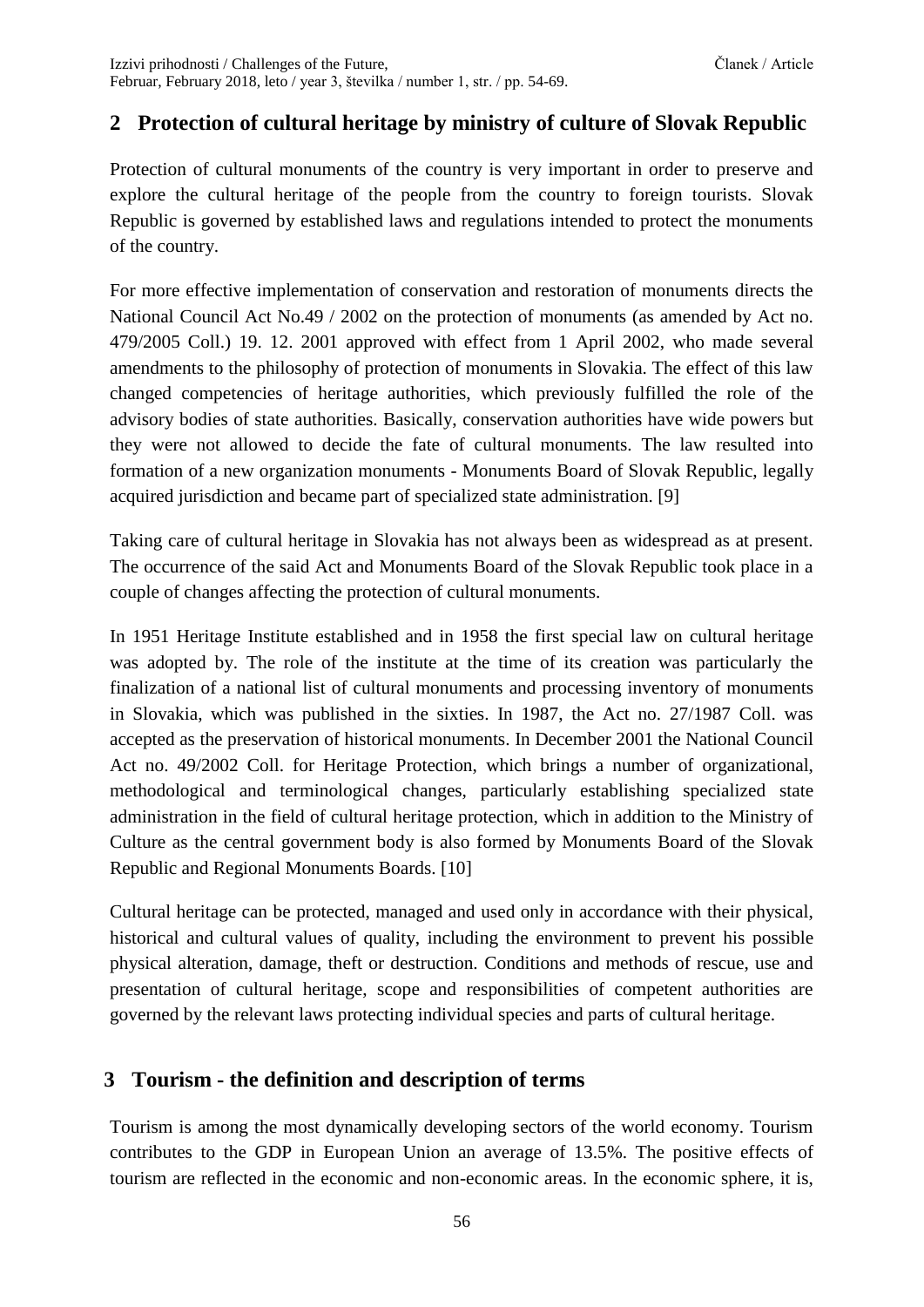## 2 Protection of cultural heritage by ministry of culture of Slovak Republic

Protection of cultural monuments of the country is very important in order to preserve and explore the cultural heritage of the people from the country to foreign tourists. Slovak Republic is governed by established laws and regulations intended to protect the monuments of the country.

For more effective implementation of conservation and restoration of monuments directs the National Council Act No.49 / 2002 on the protection of monuments (as amended by Act no. 479/2005 Coll.) 19. 12. 2001 approved with effect from 1 April 2002, who made several amendments to the philosophy of protection of monuments in Slovakia. The effect of this law changed competencies of heritage authorities, which previously fulfilled the role of the advisory bodies of state authorities. Basically, conservation authorities have wide powers but they were not allowed to decide the fate of cultural monuments. The law resulted into formation of a new organization monuments - Monuments Board of Slovak Republic, legally acquired jurisdiction and became part of specialized state administration. [9]

Taking care of cultural heritage in Slovakia has not always been as widespread as at present. The occurrence of the said Act and Monuments Board of the Slovak Republic took place in a couple of changes affecting the protection of cultural monuments.

In 1951 Heritage Institute established and in 1958 the first special law on cultural heritage was adopted by. The role of the institute at the time of its creation was particularly the finalization of a national list of cultural monuments and processing inventory of monuments in Slovakia, which was published in the sixties. In 1987, the Act no. 27/1987 Coll. was accepted as the preservation of historical monuments. In December 2001 the National Council Act no. 49/2002 Coll. for Heritage Protection, which brings a number of organizational, methodological and terminological changes, particularly establishing specialized state administration in the field of cultural heritage protection, which in addition to the Ministry of Culture as the central government body is also formed by Monuments Board of the Slovak Republic and Regional Monuments Boards. [10]

Cultural heritage can be protected, managed and used only in accordance with their physical, historical and cultural values of quality, including the environment to prevent his possible physical alteration, damage, theft or destruction. Conditions and methods of rescue, use and presentation of cultural heritage, scope and responsibilities of competent authorities are governed by the relevant laws protecting individual species and parts of cultural heritage.

## 3 Tourism - the definition and description of terms

Tourism is among the most dynamically developing sectors of the world economy. Tourism contributes to the GDP in European Union an average of 13.5%. The positive effects of tourism are reflected in the economic and non-economic areas. In the economic sphere, it is,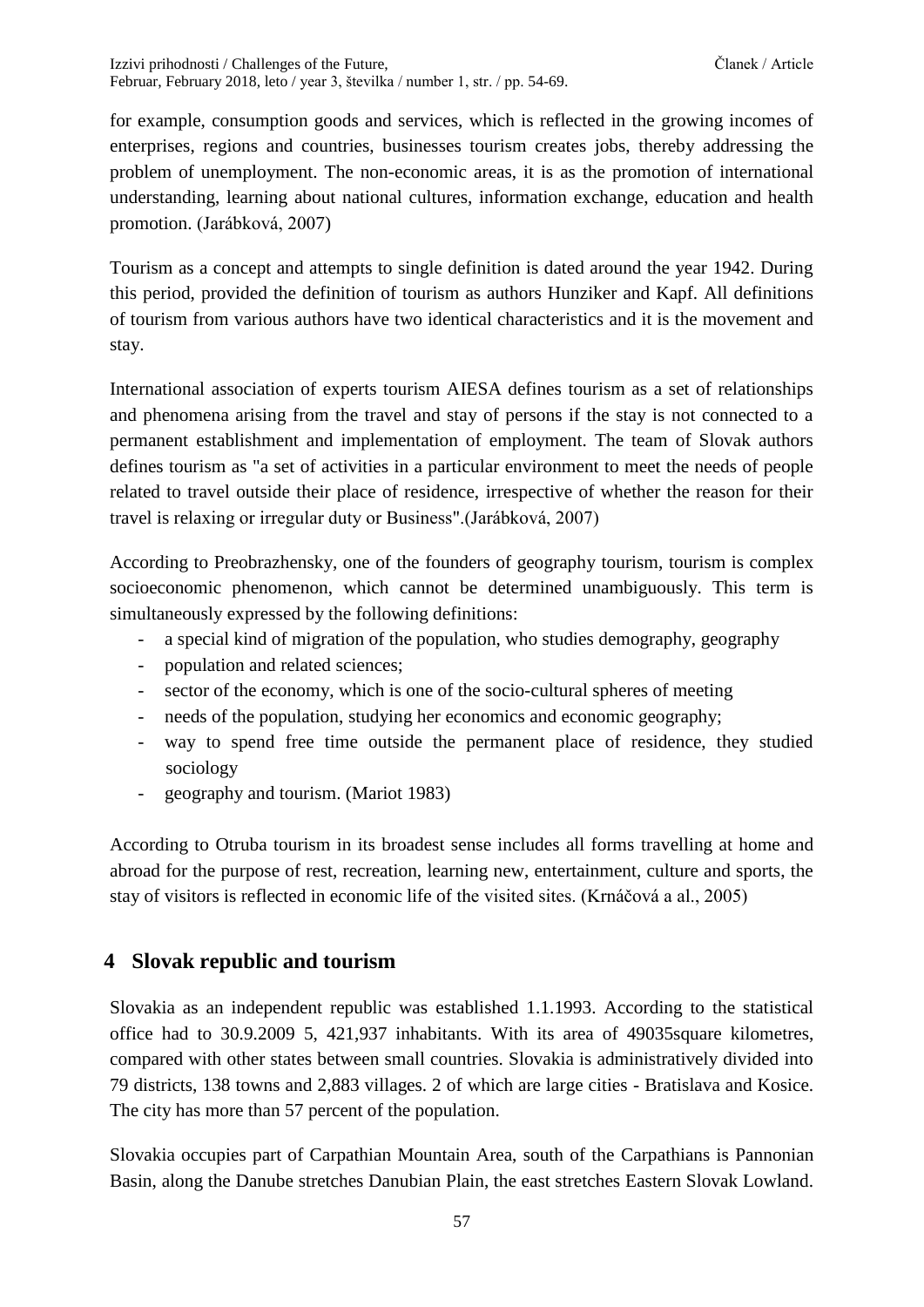for example, consumption goods and services, which is reflected in the growing incomes of enterprises, regions and countries, businesses tourism creates jobs, thereby addressing the problem of unemployment. The non-economic areas, it is as the promotion of international understanding, learning about national cultures, information exchange, education and health promotion. (Jarábková, 2007)

Tourism as a concept and attempts to single definition is dated around the year 1942. During this period, provided the definition of tourism as authors Hunziker and Kapf. All definitions of tourism from various authors have two identical characteristics and it is the movement and stay.

International association of experts tourism AIESA defines tourism as a set of relationships and phenomena arising from the travel and stay of persons if the stay is not connected to a permanent establishment and implementation of employment. The team of Slovak authors defines tourism as "a set of activities in a particular environment to meet the needs of people related to travel outside their place of residence, irrespective of whether the reason for their travel is relaxing or irregular duty or Business".(Jarábková, 2007)

According to Preobrazhensky, one of the founders of geography tourism, tourism is complex socioeconomic phenomenon, which cannot be determined unambiguously. This term is simultaneously expressed by the following definitions:

- a special kind of migration of the population, who studies demography, geography
- population and related sciences;
- sector of the economy, which is one of the socio-cultural spheres of meeting
- needs of the population, studying her economics and economic geography;
- way to spend free time outside the permanent place of residence, they studied sociology
- geography and tourism. (Mariot 1983)

According to Otruba tourism in its broadest sense includes all forms travelling at home and abroad for the purpose of rest, recreation, learning new, entertainment, culture and sports, the stay of visitors is reflected in economic life of the visited sites. (Krnáčová a al., 2005)

## 4 Slovak republic and tourism

Slovakia as an independent republic was established 1.1.1993. According to the statistical office had to 30.9.2009 5, 421,937 inhabitants. With its area of 49035square kilometres, compared with other states between small countries. Slovakia is administratively divided into 79 districts, 138 towns and 2,883 villages. 2 of which are large cities - Bratislava and Kosice. The city has more than 57 percent of the population.

Slovakia occupies part of Carpathian Mountain Area, south of the Carpathians is Pannonian Basin, along the Danube stretches Danubian Plain, the east stretches Eastern Slovak Lowland.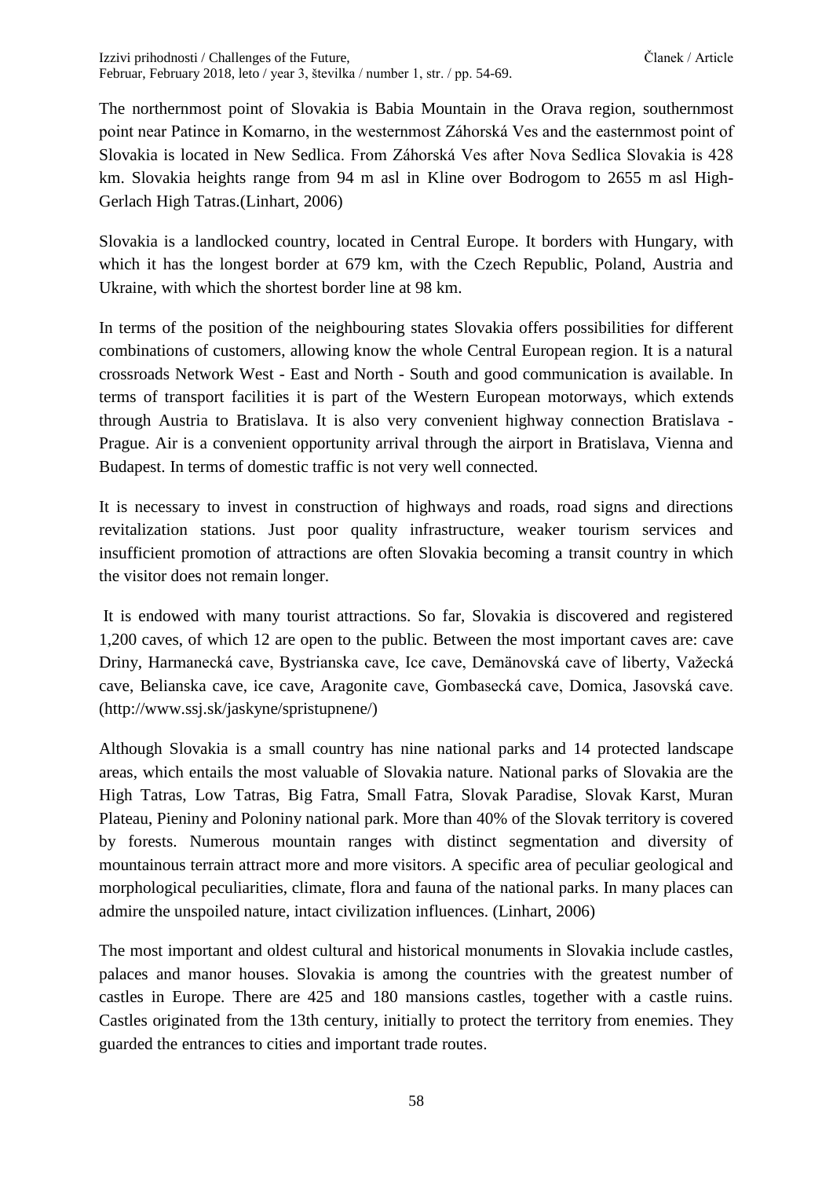The northernmost point of Slovakia is Babia Mountain in the Orava region, southernmost point near Patince in Komarno, in the westernmost Záhorská Ves and the easternmost point of Slovakia is located in New Sedlica. From Záhorská Ves after Nova Sedlica Slovakia is 428 km. Slovakia heights range from 94 m asl in Kline over Bodrogom to 2655 m asl High-Gerlach High Tatras.(Linhart, 2006)

Slovakia is a landlocked country, located in Central Europe. It borders with Hungary, with which it has the longest border at 679 km, with the Czech Republic, Poland, Austria and Ukraine, with which the shortest border line at 98 km.

In terms of the position of the neighbouring states Slovakia offers possibilities for different combinations of customers, allowing know the whole Central European region. It is a natural crossroads Network West - East and North - South and good communication is available. In terms of transport facilities it is part of the Western European motorways, which extends through Austria to Bratislava. It is also very convenient highway connection Bratislava - Prague. Air is a convenient opportunity arrival through the airport in Bratislava, Vienna and Budapest. In terms of domestic traffic is not very well connected.

It is necessary to invest in construction of highways and roads, road signs and directions revitalization stations. Just poor quality infrastructure, weaker tourism services and insufficient promotion of attractions are often Slovakia becoming a transit country in which the visitor does not remain longer.

It is endowed with many tourist attractions. So far, Slovakia is discovered and registered 1,200 caves, of which 12 are open to the public. Between the most important caves are: cave Driny, Harmanecká cave, Bystrianska cave, Ice cave, Demänovská cave of liberty, Važecká cave, Belianska cave, ice cave, Aragonite cave, Gombasecká cave, Domica, Jasovská cave. (http://www.ssj.sk/jaskyne/spristupnene/)

Although Slovakia is a small country has nine national parks and 14 protected landscape areas, which entails the most valuable of Slovakia nature. National parks of Slovakia are the High Tatras, Low Tatras, Big Fatra, Small Fatra, Slovak Paradise, Slovak Karst, Muran Plateau, Pieniny and Poloniny national park. More than 40% of the Slovak territory is covered by forests. Numerous mountain ranges with distinct segmentation and diversity of mountainous terrain attract more and more visitors. A specific area of peculiar geological and morphological peculiarities, climate, flora and fauna of the national parks. In many places can admire the unspoiled nature, intact civilization influences. (Linhart, 2006)

The most important and oldest cultural and historical monuments in Slovakia include castles, palaces and manor houses. Slovakia is among the countries with the greatest number of castles in Europe. There are 425 and 180 mansions castles, together with a castle ruins. Castles originated from the 13th century, initially to protect the territory from enemies. They guarded the entrances to cities and important trade routes.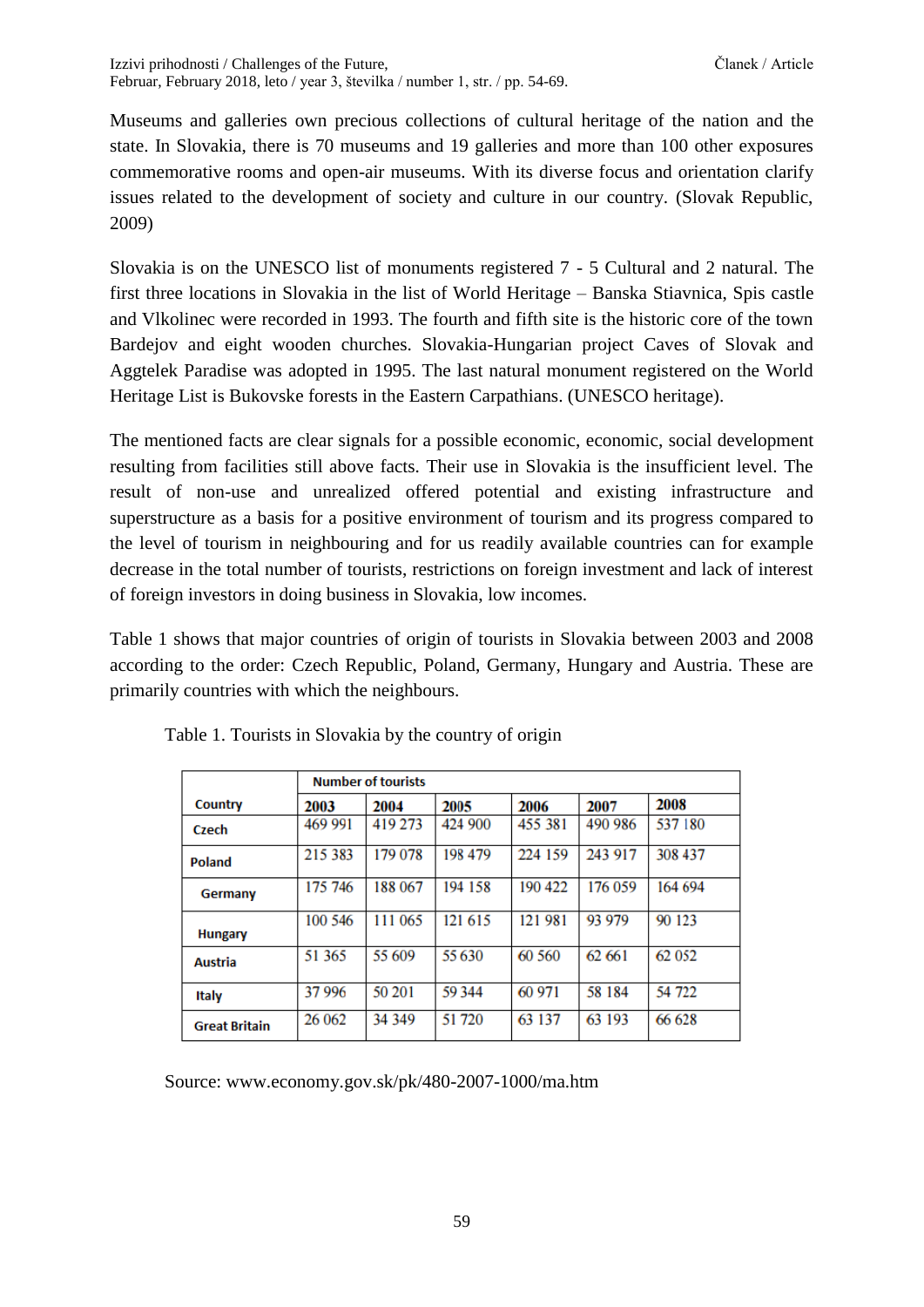Museums and galleries own precious collections of cultural heritage of the nation and the state. In Slovakia, there is 70 museums and 19 galleries and more than 100 other exposures commemorative rooms and open-air museums. With its diverse focus and orientation clarify issues related to the development of society and culture in our country. (Slovak Republic, 2009)

Slovakia is on the UNESCO list of monuments registered 7 - 5 Cultural and 2 natural. The first three locations in Slovakia in the list of World Heritage – Banska Stiavnica, Spis castle and Vlkolinec were recorded in 1993. The fourth and fifth site is the historic core of the town Bardejov and eight wooden churches. Slovakia-Hungarian project Caves of Slovak and Aggtelek Paradise was adopted in 1995. The last natural monument registered on the World Heritage List is Bukovske forests in the Eastern Carpathians. (UNESCO heritage).

The mentioned facts are clear signals for a possible economic, economic, social development resulting from facilities still above facts. Their use in Slovakia is the insufficient level. The result of non-use and unrealized offered potential and existing infrastructure and superstructure as a basis for a positive environment of tourism and its progress compared to the level of tourism in neighbouring and for us readily available countries can for example decrease in the total number of tourists, restrictions on foreign investment and lack of interest of foreign investors in doing business in Slovakia, low incomes.

Table 1 shows that major countries of origin of tourists in Slovakia between 2003 and 2008 according to the order: Czech Republic, Poland, Germany, Hungary and Austria. These are primarily countries with which the neighbours.

Table 1. Tourists in Slovakia by the country of origin

| | Number of tourists | | | | | |
|---|---|---|---|---|---|---|
| Country | 2003 | 2004 | 2005 | 2006 | 2007 | 2008 |
| Czech | 469 991 | 419 273 | 424 900 | 455 381 | 490 986 | 537 180 |
| Poland | 215 383 | 179 078 | 198 479 | 224 159 | 243 917 | 308 437 |
| Germany | 175 746 | 188 067 | 194 158 | 190 422 | 176 059 | 164 694 |
| Hungary | 100 546 | 111 065 | 121 615 | 121 981 | 93 979 | 90 123 |
| Austria | 51 365 | 55 609 | 55 630 | 60 560 | 62 661 | 62 052 |
| Italy | 37 996 | 50 201 | 59 344 | 60 971 | 58 184 | 54 722 |
| Great Britain | 26 062 | 34 349 | 51 720 | 63 137 | 63 193 | 66 628 |

Source: www.economy.gov.sk/pk/480-2007-1000/ma.htm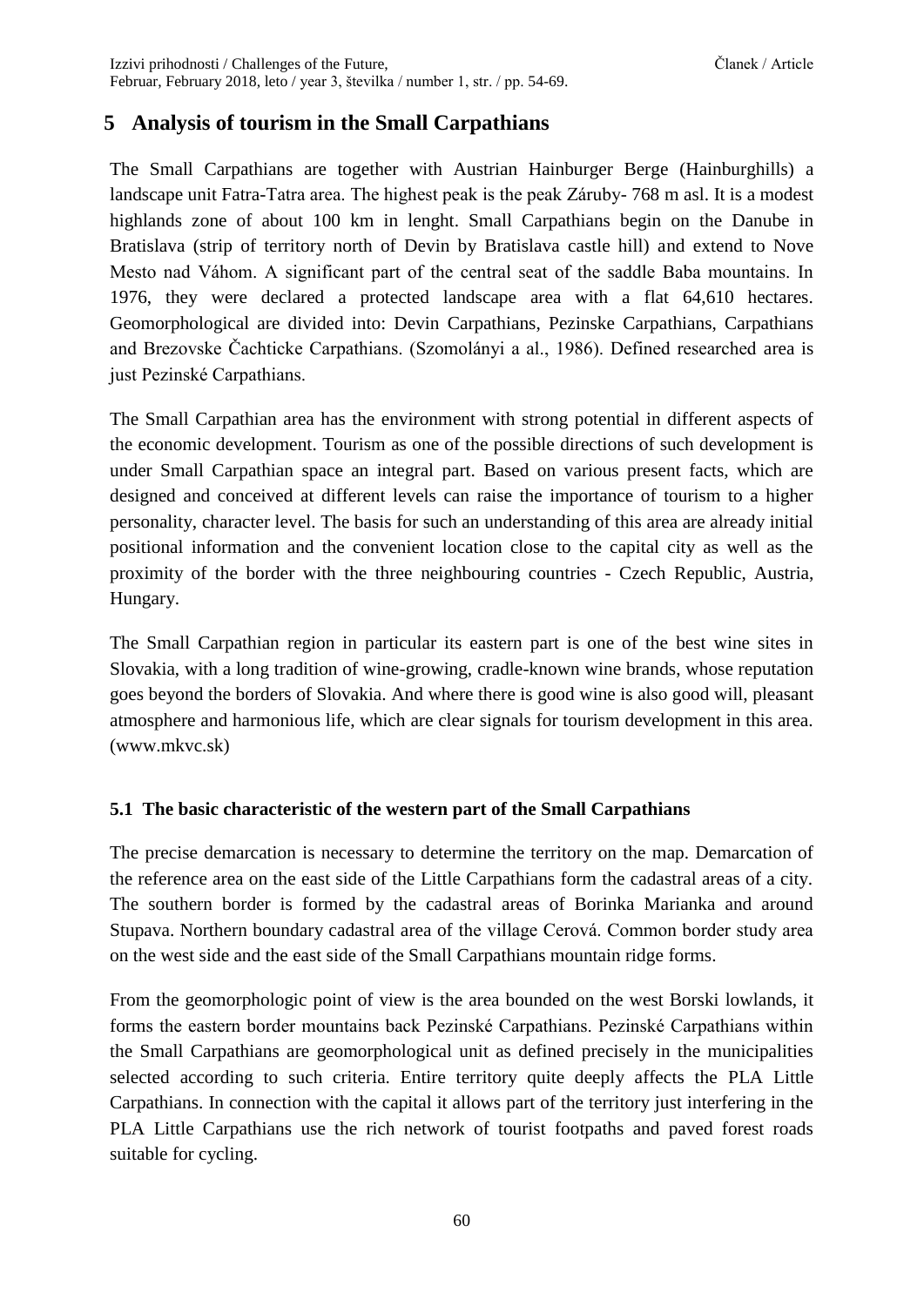## 5 Analysis of tourism in the Small Carpathians

The Small Carpathians are together with Austrian Hainburger Berge (Hainburghills) a landscape unit Fatra-Tatra area. The highest peak is the peak Záruby- 768 m asl. It is a modest highlands zone of about 100 km in lenght. Small Carpathians begin on the Danube in Bratislava (strip of territory north of Devin by Bratislava castle hill) and extend to Nove Mesto nad Váhom. A significant part of the central seat of the saddle Baba mountains. In 1976, they were declared a protected landscape area with a flat 64,610 hectares. Geomorphological are divided into: Devin Carpathians, Pezinske Carpathians, Carpathians and Brezovske Čachticke Carpathians. (Szomolányi a al., 1986). Defined researched area is just Pezinské Carpathians.

The Small Carpathian area has the environment with strong potential in different aspects of the economic development. Tourism as one of the possible directions of such development is under Small Carpathian space an integral part. Based on various present facts, which are designed and conceived at different levels can raise the importance of tourism to a higher personality, character level. The basis for such an understanding of this area are already initial positional information and the convenient location close to the capital city as well as the proximity of the border with the three neighbouring countries - Czech Republic, Austria, Hungary.

The Small Carpathian region in particular its eastern part is one of the best wine sites in Slovakia, with a long tradition of wine-growing, cradle-known wine brands, whose reputation goes beyond the borders of Slovakia. And where there is good wine is also good will, pleasant atmosphere and harmonious life, which are clear signals for tourism development in this area. (www.mkvc.sk)

### 5.1 The basic characteristic of the western part of the Small Carpathians

The precise demarcation is necessary to determine the territory on the map. Demarcation of the reference area on the east side of the Little Carpathians form the cadastral areas of a city. The southern border is formed by the cadastral areas of Borinka Marianka and around Stupava. Northern boundary cadastral area of the village Cerová. Common border study area on the west side and the east side of the Small Carpathians mountain ridge forms.

From the geomorphologic point of view is the area bounded on the west Borski lowlands, it forms the eastern border mountains back Pezinské Carpathians. Pezinské Carpathians within the Small Carpathians are geomorphological unit as defined precisely in the municipalities selected according to such criteria. Entire territory quite deeply affects the PLA Little Carpathians. In connection with the capital it allows part of the territory just interfering in the PLA Little Carpathians use the rich network of tourist footpaths and paved forest roads suitable for cycling.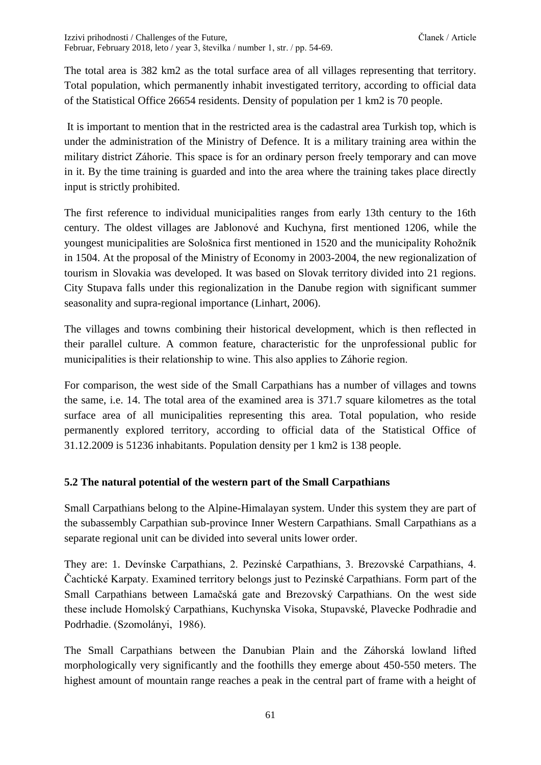The total area is 382 km2 as the total surface area of all villages representing that territory. Total population, which permanently inhabit investigated territory, according to official data of the Statistical Office 26654 residents. Density of population per 1 km2 is 70 people.

It is important to mention that in the restricted area is the cadastral area Turkish top, which is under the administration of the Ministry of Defence. It is a military training area within the military district Záhorie. This space is for an ordinary person freely temporary and can move in it. By the time training is guarded and into the area where the training takes place directly input is strictly prohibited.

The first reference to individual municipalities ranges from early 13th century to the 16th century. The oldest villages are Jablonové and Kuchyna, first mentioned 1206, while the youngest municipalities are Sološnica first mentioned in 1520 and the municipality Rohožník in 1504. At the proposal of the Ministry of Economy in 2003-2004, the new regionalization of tourism in Slovakia was developed. It was based on Slovak territory divided into 21 regions. City Stupava falls under this regionalization in the Danube region with significant summer seasonality and supra-regional importance (Linhart, 2006).

The villages and towns combining their historical development, which is then reflected in their parallel culture. A common feature, characteristic for the unprofessional public for municipalities is their relationship to wine. This also applies to Záhorie region.

For comparison, the west side of the Small Carpathians has a number of villages and towns the same, i.e. 14. The total area of the examined area is 371.7 square kilometres as the total surface area of all municipalities representing this area. Total population, who reside permanently explored territory, according to official data of the Statistical Office of 31.12.2009 is 51236 inhabitants. Population density per 1 km2 is 138 people.

### 5.2 The natural potential of the western part of the Small Carpathians

Small Carpathians belong to the Alpine-Himalayan system. Under this system they are part of the subassembly Carpathian sub-province Inner Western Carpathians. Small Carpathians as a separate regional unit can be divided into several units lower order.

They are: 1. Devínske Carpathians, 2. Pezinské Carpathians, 3. Brezovské Carpathians, 4. Čachtické Karpaty. Examined territory belongs just to Pezinské Carpathians. Form part of the Small Carpathians between Lamačská gate and Brezovský Carpathians. On the west side these include Homolský Carpathians, Kuchynska Visoka, Stupavské, Plavecke Podhradie and Podrhadie. (Szomolányi, 1986).

The Small Carpathians between the Danubian Plain and the Záhorská lowland lifted morphologically very significantly and the foothills they emerge about 450-550 meters. The highest amount of mountain range reaches a peak in the central part of frame with a height of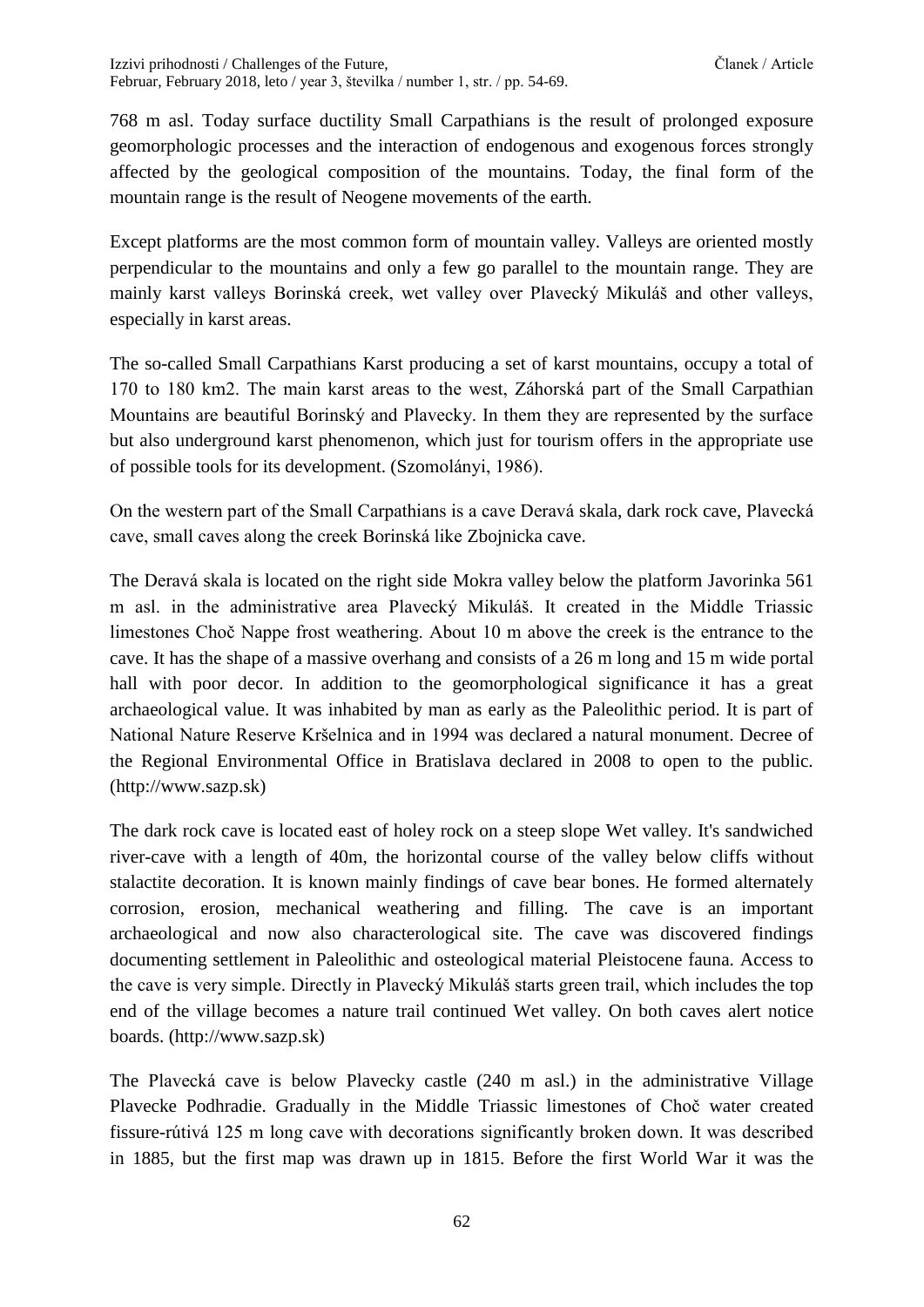768 m asl. Today surface ductility Small Carpathians is the result of prolonged exposure geomorphologic processes and the interaction of endogenous and exogenous forces strongly affected by the geological composition of the mountains. Today, the final form of the mountain range is the result of Neogene movements of the earth.

Except platforms are the most common form of mountain valley. Valleys are oriented mostly perpendicular to the mountains and only a few go parallel to the mountain range. They are mainly karst valleys Borinská creek, wet valley over Plavecký Mikuláš and other valleys, especially in karst areas.

The so-called Small Carpathians Karst producing a set of karst mountains, occupy a total of 170 to 180 km2. The main karst areas to the west, Záhorská part of the Small Carpathian Mountains are beautiful Borinský and Plavecky. In them they are represented by the surface but also underground karst phenomenon, which just for tourism offers in the appropriate use of possible tools for its development. (Szomolányi, 1986).

On the western part of the Small Carpathians is a cave Deravá skala, dark rock cave, Plavecká cave, small caves along the creek Borinská like Zbojnicka cave.

The Deravá skala is located on the right side Mokra valley below the platform Javorinka 561 m asl. in the administrative area Plavecký Mikuláš. It created in the Middle Triassic limestones Choč Nappe frost weathering. About 10 m above the creek is the entrance to the cave. It has the shape of a massive overhang and consists of a 26 m long and 15 m wide portal hall with poor decor. In addition to the geomorphological significance it has a great archaeological value. It was inhabited by man as early as the Paleolithic period. It is part of National Nature Reserve Kršelnica and in 1994 was declared a natural monument. Decree of the Regional Environmental Office in Bratislava declared in 2008 to open to the public. (http://www.sazp.sk)

The dark rock cave is located east of holey rock on a steep slope Wet valley. It's sandwiched river-cave with a length of 40m, the horizontal course of the valley below cliffs without stalactite decoration. It is known mainly findings of cave bear bones. He formed alternately corrosion, erosion, mechanical weathering and filling. The cave is an important archaeological and now also characterological site. The cave was discovered findings documenting settlement in Paleolithic and osteological material Pleistocene fauna. Access to the cave is very simple. Directly in Plavecký Mikuláš starts green trail, which includes the top end of the village becomes a nature trail continued Wet valley. On both caves alert notice boards. (http://www.sazp.sk)

The Plavecká cave is below Plavecky castle (240 m asl.) in the administrative Village Plavecke Podhradie. Gradually in the Middle Triassic limestones of Choč water created fissure-rútivá 125 m long cave with decorations significantly broken down. It was described in 1885, but the first map was drawn up in 1815. Before the first World War it was the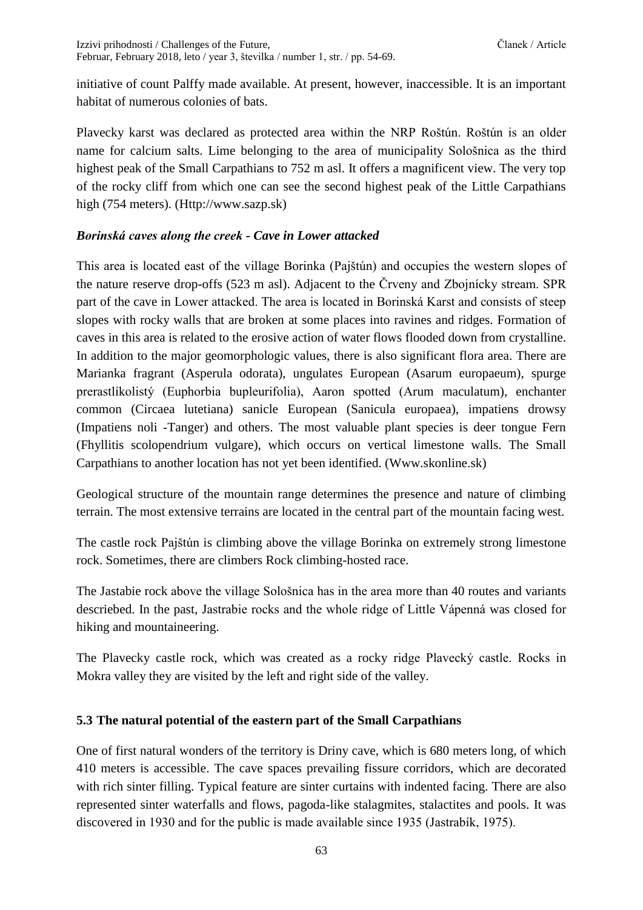initiative of count Palffy made available. At present, however, inaccessible. It is an important habitat of numerous colonies of bats.

Plavecky karst was declared as protected area within the NRP Roštún. Roštún is an older name for calcium salts. Lime belonging to the area of municipality Sološnica as the third highest peak of the Small Carpathians to 752 m asl. It offers a magnificent view. The very top of the rocky cliff from which one can see the second highest peak of the Little Carpathians high (754 meters). (Http://www.sazp.sk)

***Borinská caves along the creek - Cave in Lower attacked***

This area is located east of the village Borinka (Pajštún) and occupies the western slopes of the nature reserve drop-offs (523 m asl). Adjacent to the Črveny and Zbojnícky stream. SPR part of the cave in Lower attacked. The area is located in Borinská Karst and consists of steep slopes with rocky walls that are broken at some places into ravines and ridges. Formation of caves in this area is related to the erosive action of water flows flooded down from crystalline. In addition to the major geomorphologic values, there is also significant flora area. There are Marianka fragrant (Asperula odorata), ungulates European (Asarum europaeum), spurge prerastlíkolistý (Euphorbia bupleurifolia), Aaron spotted (Arum maculatum), enchanter common (Circaea lutetiana) sanicle European (Sanicula europaea), impatiens drowsy (Impatiens noli -Tanger) and others. The most valuable plant species is deer tongue Fern (Fhyllitis scolopendrium vulgare), which occurs on vertical limestone walls. The Small Carpathians to another location has not yet been identified. (Www.skonline.sk)

Geological structure of the mountain range determines the presence and nature of climbing terrain. The most extensive terrains are located in the central part of the mountain facing west.

The castle rock Pajštún is climbing above the village Borinka on extremely strong limestone rock. Sometimes, there are climbers Rock climbing-hosted race.

The Jastabie rock above the village Sološnica has in the area more than 40 routes and variants descriebed. In the past, Jastrabie rocks and the whole ridge of Little Vápenná was closed for hiking and mountaineering.

The Plavecky castle rock, which was created as a rocky ridge Plavecký castle. Rocks in Mokra valley they are visited by the left and right side of the valley.

### 5.3 The natural potential of the eastern part of the Small Carpathians

One of first natural wonders of the territory is Driny cave, which is 680 meters long, of which 410 meters is accessible. The cave spaces prevailing fissure corridors, which are decorated with rich sinter filling. Typical feature are sinter curtains with indented facing. There are also represented sinter waterfalls and flows, pagoda-like stalagmites, stalactites and pools. It was discovered in 1930 and for the public is made available since 1935 (Jastrabík, 1975).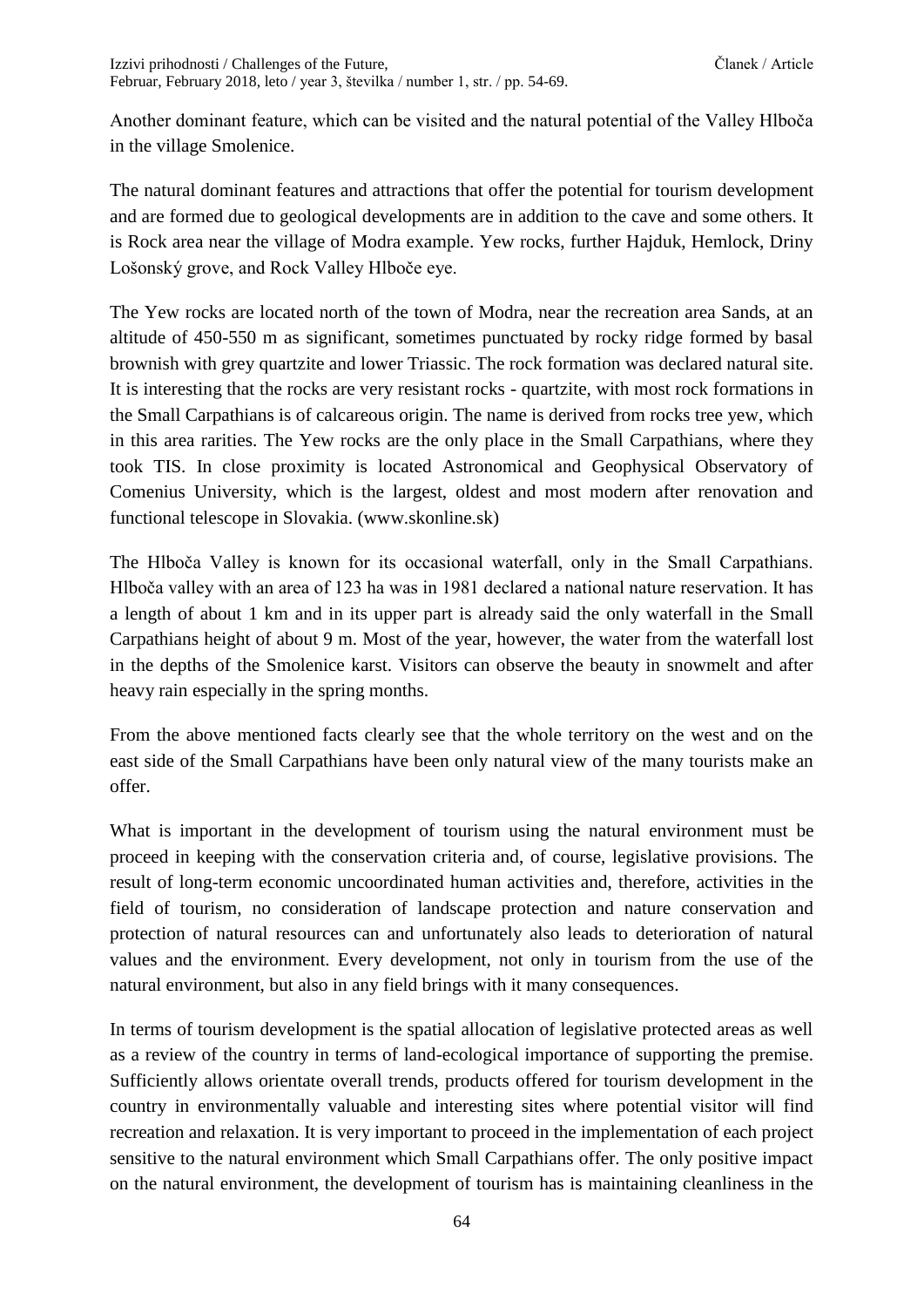Another dominant feature, which can be visited and the natural potential of the Valley Hlboča in the village Smolenice.

The natural dominant features and attractions that offer the potential for tourism development and are formed due to geological developments are in addition to the cave and some others. It is Rock area near the village of Modra example. Yew rocks, further Hajduk, Hemlock, Driny Lošonský grove, and Rock Valley Hlboče eye.

The Yew rocks are located north of the town of Modra, near the recreation area Sands, at an altitude of 450-550 m as significant, sometimes punctuated by rocky ridge formed by basal brownish with grey quartzite and lower Triassic. The rock formation was declared natural site. It is interesting that the rocks are very resistant rocks - quartzite, with most rock formations in the Small Carpathians is of calcareous origin. The name is derived from rocks tree yew, which in this area rarities. The Yew rocks are the only place in the Small Carpathians, where they took TIS. In close proximity is located Astronomical and Geophysical Observatory of Comenius University, which is the largest, oldest and most modern after renovation and functional telescope in Slovakia. (www.skonline.sk)

The Hlboča Valley is known for its occasional waterfall, only in the Small Carpathians. Hlboča valley with an area of 123 ha was in 1981 declared a national nature reservation. It has a length of about 1 km and in its upper part is already said the only waterfall in the Small Carpathians height of about 9 m. Most of the year, however, the water from the waterfall lost in the depths of the Smolenice karst. Visitors can observe the beauty in snowmelt and after heavy rain especially in the spring months.

From the above mentioned facts clearly see that the whole territory on the west and on the east side of the Small Carpathians have been only natural view of the many tourists make an offer.

What is important in the development of tourism using the natural environment must be proceed in keeping with the conservation criteria and, of course, legislative provisions. The result of long-term economic uncoordinated human activities and, therefore, activities in the field of tourism, no consideration of landscape protection and nature conservation and protection of natural resources can and unfortunately also leads to deterioration of natural values and the environment. Every development, not only in tourism from the use of the natural environment, but also in any field brings with it many consequences.

In terms of tourism development is the spatial allocation of legislative protected areas as well as a review of the country in terms of land-ecological importance of supporting the premise. Sufficiently allows orientate overall trends, products offered for tourism development in the country in environmentally valuable and interesting sites where potential visitor will find recreation and relaxation. It is very important to proceed in the implementation of each project sensitive to the natural environment which Small Carpathians offer. The only positive impact on the natural environment, the development of tourism has is maintaining cleanliness in the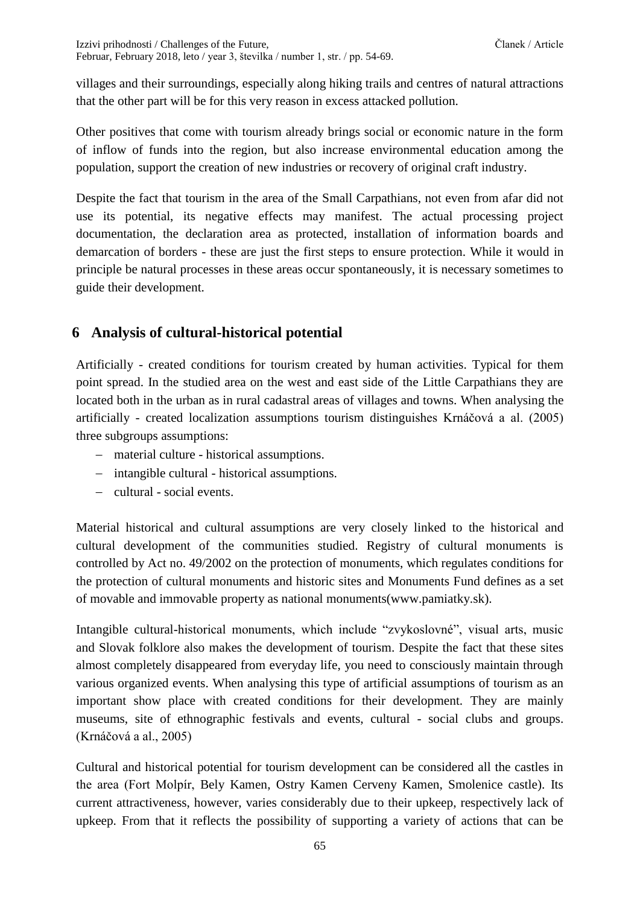villages and their surroundings, especially along hiking trails and centres of natural attractions that the other part will be for this very reason in excess attacked pollution.

Other positives that come with tourism already brings social or economic nature in the form of inflow of funds into the region, but also increase environmental education among the population, support the creation of new industries or recovery of original craft industry.

Despite the fact that tourism in the area of the Small Carpathians, not even from afar did not use its potential, its negative effects may manifest. The actual processing project documentation, the declaration area as protected, installation of information boards and demarcation of borders - these are just the first steps to ensure protection. While it would in principle be natural processes in these areas occur spontaneously, it is necessary sometimes to guide their development.

## 6 Analysis of cultural-historical potential

Artificially - created conditions for tourism created by human activities. Typical for them point spread. In the studied area on the west and east side of the Little Carpathians they are located both in the urban as in rural cadastral areas of villages and towns. When analysing the artificially - created localization assumptions tourism distinguishes Krnáčová a al. (2005) three subgroups assumptions:

- material culture - historical assumptions.
- intangible cultural - historical assumptions.
- cultural - social events.

Material historical and cultural assumptions are very closely linked to the historical and cultural development of the communities studied. Registry of cultural monuments is controlled by Act no. 49/2002 on the protection of monuments, which regulates conditions for the protection of cultural monuments and historic sites and Monuments Fund defines as a set of movable and immovable property as national monuments(www.pamiatky.sk).

Intangible cultural-historical monuments, which include "zvykoslovné", visual arts, music and Slovak folklore also makes the development of tourism. Despite the fact that these sites almost completely disappeared from everyday life, you need to consciously maintain through various organized events. When analysing this type of artificial assumptions of tourism as an important show place with created conditions for their development. They are mainly museums, site of ethnographic festivals and events, cultural - social clubs and groups. (Krnáčová a al., 2005)

Cultural and historical potential for tourism development can be considered all the castles in the area (Fort Molpír, Bely Kamen, Ostry Kamen Cerveny Kamen, Smolenice castle). Its current attractiveness, however, varies considerably due to their upkeep, respectively lack of upkeep. From that it reflects the possibility of supporting a variety of actions that can be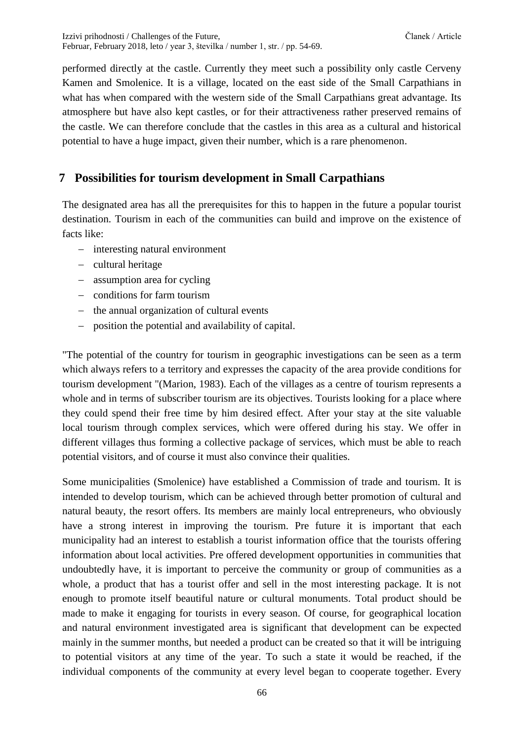performed directly at the castle. Currently they meet such a possibility only castle Cerveny Kamen and Smolenice. It is a village, located on the east side of the Small Carpathians in what has when compared with the western side of the Small Carpathians great advantage. Its atmosphere but have also kept castles, or for their attractiveness rather preserved remains of the castle. We can therefore conclude that the castles in this area as a cultural and historical potential to have a huge impact, given their number, which is a rare phenomenon.

## 7 Possibilities for tourism development in Small Carpathians

The designated area has all the prerequisites for this to happen in the future a popular tourist destination. Tourism in each of the communities can build and improve on the existence of facts like:

- interesting natural environment
- cultural heritage
- assumption area for cycling
- conditions for farm tourism
- the annual organization of cultural events
- position the potential and availability of capital.

"The potential of the country for tourism in geographic investigations can be seen as a term which always refers to a territory and expresses the capacity of the area provide conditions for tourism development "(Marion, 1983). Each of the villages as a centre of tourism represents a whole and in terms of subscriber tourism are its objectives. Tourists looking for a place where they could spend their free time by him desired effect. After your stay at the site valuable local tourism through complex services, which were offered during his stay. We offer in different villages thus forming a collective package of services, which must be able to reach potential visitors, and of course it must also convince their qualities.

Some municipalities (Smolenice) have established a Commission of trade and tourism. It is intended to develop tourism, which can be achieved through better promotion of cultural and natural beauty, the resort offers. Its members are mainly local entrepreneurs, who obviously have a strong interest in improving the tourism. Pre future it is important that each municipality had an interest to establish a tourist information office that the tourists offering information about local activities. Pre offered development opportunities in communities that undoubtedly have, it is important to perceive the community or group of communities as a whole, a product that has a tourist offer and sell in the most interesting package. It is not enough to promote itself beautiful nature or cultural monuments. Total product should be made to make it engaging for tourists in every season. Of course, for geographical location and natural environment investigated area is significant that development can be expected mainly in the summer months, but needed a product can be created so that it will be intriguing to potential visitors at any time of the year. To such a state it would be reached, if the individual components of the community at every level began to cooperate together. Every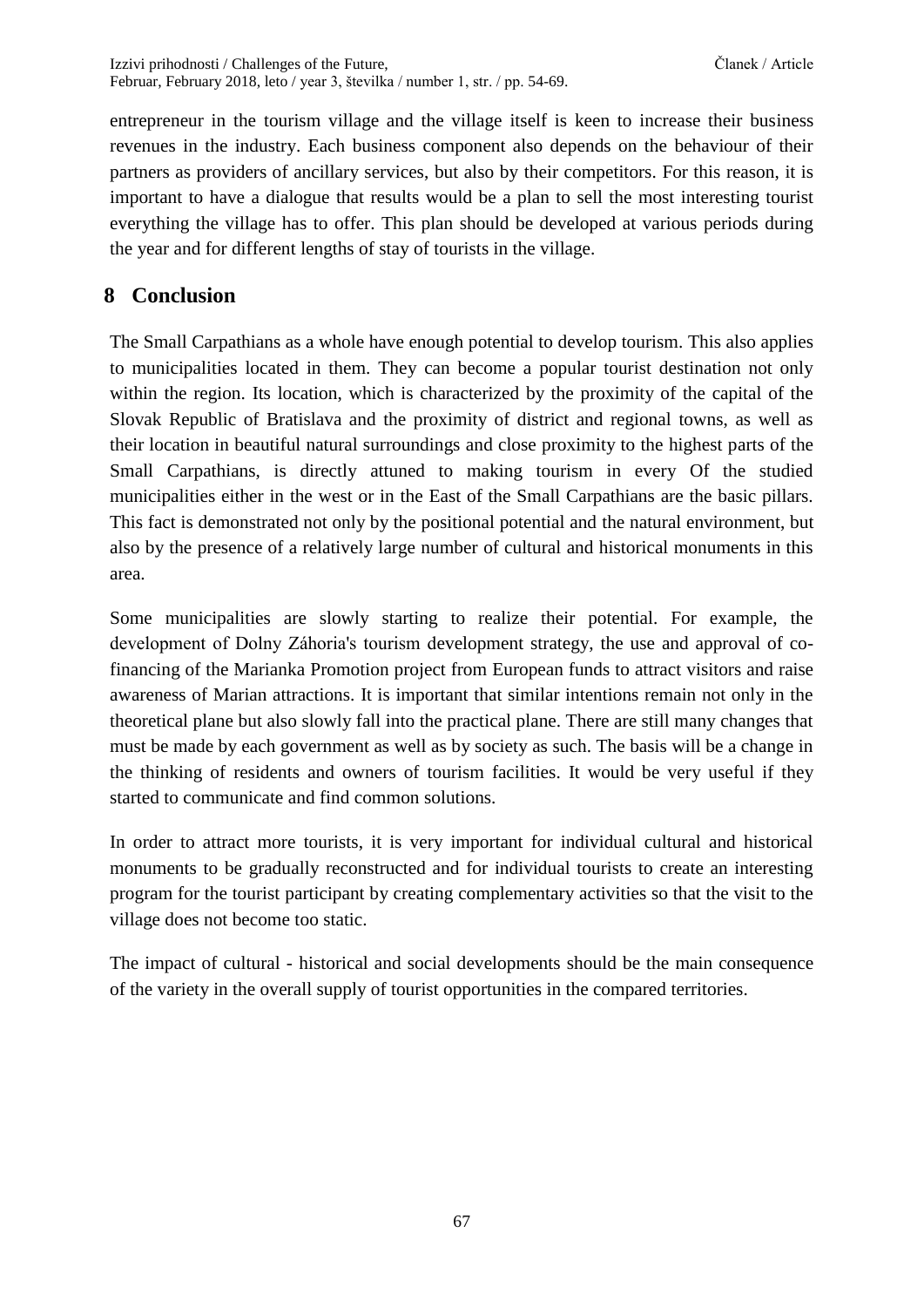entrepreneur in the tourism village and the village itself is keen to increase their business revenues in the industry. Each business component also depends on the behaviour of their partners as providers of ancillary services, but also by their competitors. For this reason, it is important to have a dialogue that results would be a plan to sell the most interesting tourist everything the village has to offer. This plan should be developed at various periods during the year and for different lengths of stay of tourists in the village.

## 8 Conclusion

The Small Carpathians as a whole have enough potential to develop tourism. This also applies to municipalities located in them. They can become a popular tourist destination not only within the region. Its location, which is characterized by the proximity of the capital of the Slovak Republic of Bratislava and the proximity of district and regional towns, as well as their location in beautiful natural surroundings and close proximity to the highest parts of the Small Carpathians, is directly attuned to making tourism in every Of the studied municipalities either in the west or in the East of the Small Carpathians are the basic pillars. This fact is demonstrated not only by the positional potential and the natural environment, but also by the presence of a relatively large number of cultural and historical monuments in this area.

Some municipalities are slowly starting to realize their potential. For example, the development of Dolny Záhoria's tourism development strategy, the use and approval of co-financing of the Marianka Promotion project from European funds to attract visitors and raise awareness of Marian attractions. It is important that similar intentions remain not only in the theoretical plane but also slowly fall into the practical plane. There are still many changes that must be made by each government as well as by society as such. The basis will be a change in the thinking of residents and owners of tourism facilities. It would be very useful if they started to communicate and find common solutions.

In order to attract more tourists, it is very important for individual cultural and historical monuments to be gradually reconstructed and for individual tourists to create an interesting program for the tourist participant by creating complementary activities so that the visit to the village does not become too static.

The impact of cultural - historical and social developments should be the main consequence of the variety in the overall supply of tourist opportunities in the compared territories.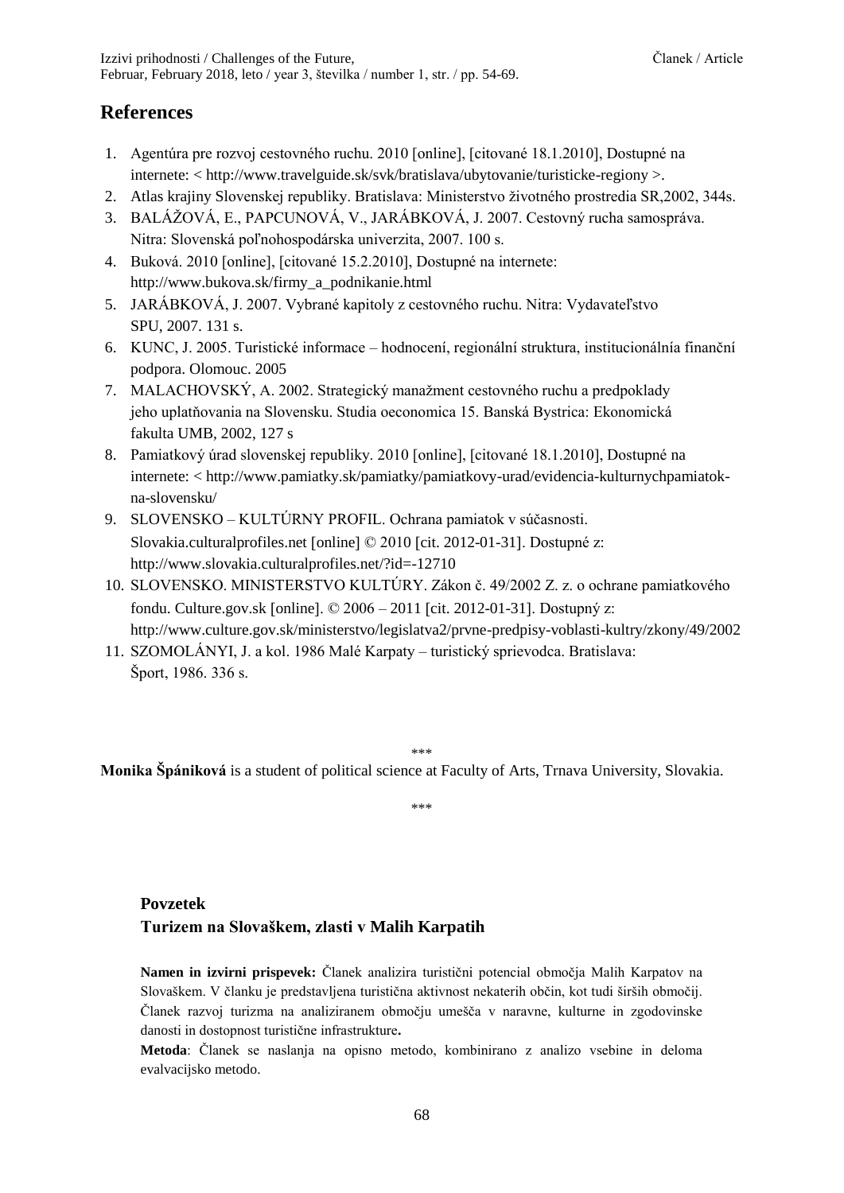## References

1. Agentúra pre rozvoj cestovného ruchu. 2010 [online], [citované 18.1.2010], Dostupné na internete: < http://www.travelguide.sk/svk/bratislava/ubytovanie/turisticke-regiony >.
2. Atlas krajiny Slovenskej republiky. Bratislava: Ministerstvo životného prostredia SR,2002, 344s.
3. BALÁŽOVÁ, E., PAPCUNOVÁ, V., JARÁBKOVÁ, J. 2007. Cestovný rucha samospráva. Nitra: Slovenská poľnohospodárska univerzita, 2007. 100 s.
4. Buková. 2010 [online], [citované 15.2.2010], Dostupné na internete: http://www.bukova.sk/firmy_a_podnikanie.html
5. JARÁBKOVÁ, J. 2007. Vybrané kapitoly z cestovného ruchu. Nitra: Vydavateľstvo SPU, 2007. 131 s.
6. KUNC, J. 2005. Turistické informace – hodnocení, regionální struktura, institucionálnía finanční podpora. Olomouc. 2005
7. MALACHOVSKÝ, A. 2002. Strategický manažment cestovného ruchu a predpoklady jeho uplatňovania na Slovensku. Studia oeconomica 15. Banská Bystrica: Ekonomická fakulta UMB, 2002, 127 s
8. Pamiatkový úrad slovenskej republiky. 2010 [online], [citované 18.1.2010], Dostupné na internete: < http://www.pamiatky.sk/pamiatky/pamiatkovy-urad/evidencia-kulturnychpamiatok-na-slovensku/
9. SLOVENSKO – KULTÚRNY PROFIL. Ochrana pamiatok v súčasnosti. Slovakia.culturalprofiles.net [online] © 2010 [cit. 2012-01-31]. Dostupné z: http://www.slovakia.culturalprofiles.net/?id=-12710
10. SLOVENSKO. MINISTERSTVO KULTÚRY. Zákon č. 49/2002 Z. z. o ochrane pamiatkového fondu. Culture.gov.sk [online]. © 2006 – 2011 [cit. 2012-01-31]. Dostupný z: http://www.culture.gov.sk/ministerstvo/legislatva2/prvne-predpisy-voblasti-kultry/zkony/49/2002
11. SZOMOLÁNYI, J. a kol. 1986 Malé Karpaty – turistický sprievodca. Bratislava: Šport, 1986. 336 s.

\*\*\*

**Monika Špániková** is a student of political science at Faculty of Arts, Trnava University, Slovakia.

\*\*\*

**Povzetek**

**Turizem na Slovaškem, zlasti v Malih Karpatih**

**Namen in izvirni prispevek:** Članek analizira turistični potencial območja Malih Karpatov na Slovaškem. V članku je predstavljena turistična aktivnost nekaterih občin, kot tudi širših območij. Članek razvoj turizma na analiziranem območju umešča v naravne, kulturne in zgodovinske danosti in dostopnost turistične infrastrukture**.**

**Metoda**: Članek se naslanja na opisno metodo, kombinirano z analizo vsebine in deloma evalvacijsko metodo.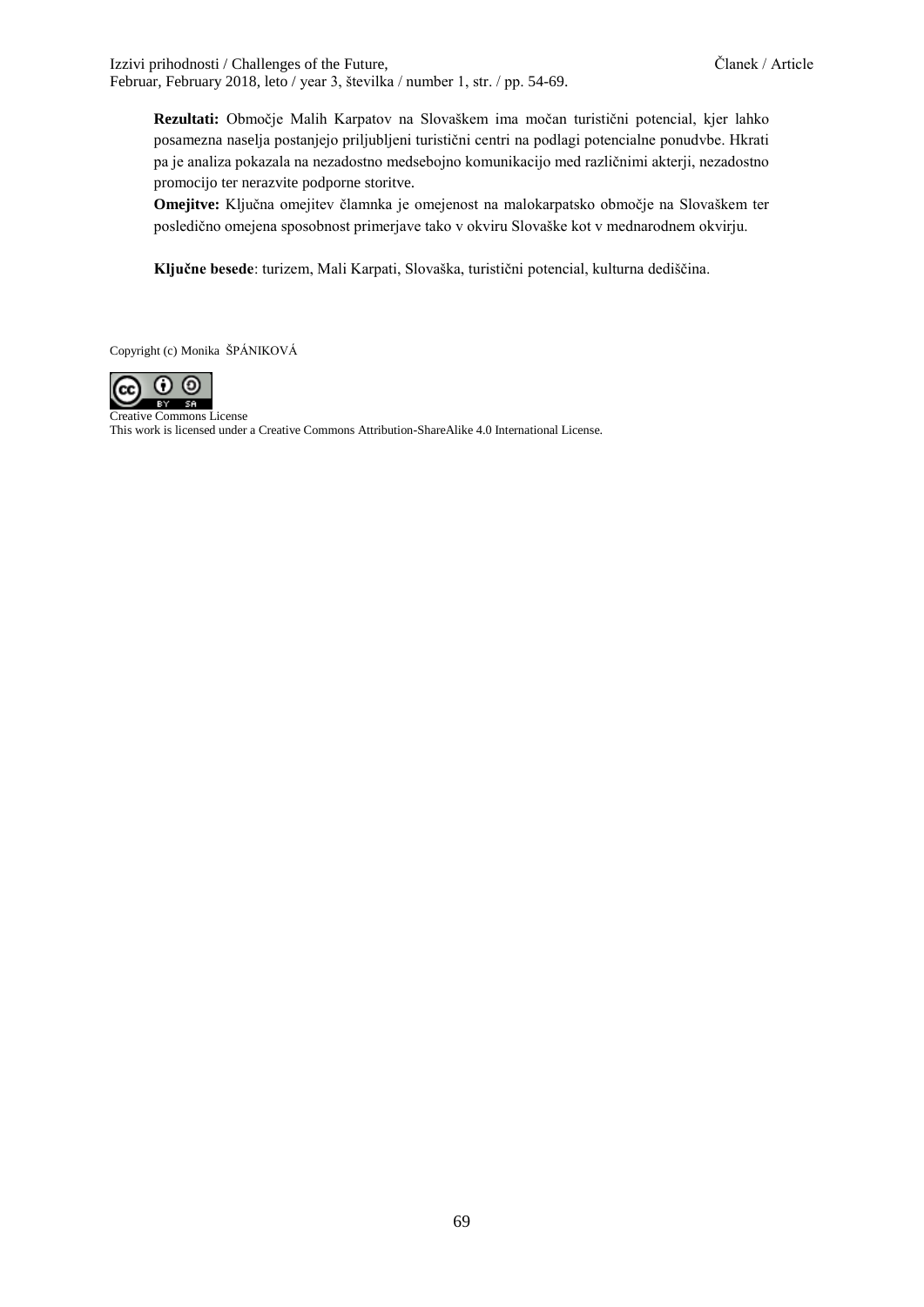**Rezultati:** Območje Malih Karpatov na Slovaškem ima močan turistični potencial, kjer lahko posamezna naselja postanjejo priljubljeni turistični centri na podlagi potencialne ponudvbe. Hkrati pa je analiza pokazala na nezadostno medsebojno komunikacijo med različnimi akterji, nezadostno promocijo ter nerazvite podporne storitve.

**Omejitve:** Ključna omejitev člamnka je omejenost na malokarpatsko območje na Slovaškem ter posledično omejena sposobnost primerjave tako v okviru Slovaške kot v mednarodnem okvirju.

**Ključne besede**: turizem, Mali Karpati, Slovaška, turistični potencial, kulturna dediščina.

Copyright (c) Monika ŠPÁNIKOVÁ

Creative Commons License
This work is licensed under a Creative Commons Attribution-ShareAlike 4.0 International License.